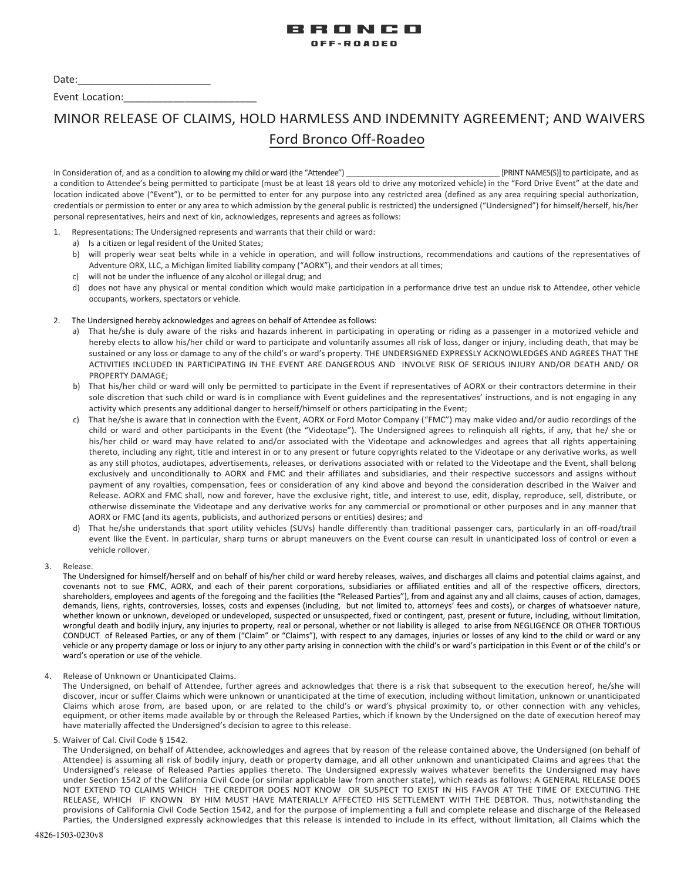BRONCO

OFF-ROADEO

Date:________________________

Event Location:________________________

# MINOR RELEASE OF CLAIMS, HOLD HARMLESS AND INDEMNITY AGREEMENT; AND WAIVERS

## Ford Bronco Off-Roadeo

In Consideration of, and as a condition to allowing my child or ward (the "Attendee") ___________________________________ [PRINT NAMES(S)] to participate, and as a condition to Attendee's being permitted to participate (must be at least 18 years old to drive any motorized vehicle) in the "Ford Drive Event" at the date and location indicated above ("Event"), or to be permitted to enter for any purpose into any restricted area (defined as any area requiring special authorization, credentials or permission to enter or any area to which admission by the general public is restricted) the undersigned ("Undersigned") for himself/herself, his/her personal representatives, heirs and next of kin, acknowledges, represents and agrees as follows:

1. Representations: The Undersigned represents and warrants that their child or ward:
   a) Is a citizen or legal resident of the United States;
   b) will properly wear seat belts while in a vehicle in operation, and will follow instructions, recommendations and cautions of the representatives of Adventure ORX, LLC, a Michigan limited liability company ("AORX"), and their vendors at all times;
   c) will not be under the influence of any alcohol or illegal drug; and
   d) does not have any physical or mental condition which would make participation in a performance drive test an undue risk to Attendee, other vehicle occupants, workers, spectators or vehicle.

2. The Undersigned hereby acknowledges and agrees on behalf of Attendee as follows:
   a) That he/she is duly aware of the risks and hazards inherent in participating in operating or riding as a passenger in a motorized vehicle and hereby elects to allow his/her child or ward to participate and voluntarily assumes all risk of loss, danger or injury, including death, that may be sustained or any loss or damage to any of the child's or ward's property. THE UNDERSIGNED EXPRESSLY ACKNOWLEDGES AND AGREES THAT THE ACTIVITIES INCLUDED IN PARTICIPATING IN THE EVENT ARE DANGEROUS AND INVOLVE RISK OF SERIOUS INJURY AND/OR DEATH AND/ OR PROPERTY DAMAGE;
   b) That his/her child or ward will only be permitted to participate in the Event if representatives of AORX or their contractors determine in their sole discretion that such child or ward is in compliance with Event guidelines and the representatives' instructions, and is not engaging in any activity which presents any additional danger to herself/himself or others participating in the Event;
   c) That he/she is aware that in connection with the Event, AORX or Ford Motor Company ("FMC") may make video and/or audio recordings of the child or ward and other participants in the Event (the "Videotape"). The Undersigned agrees to relinquish all rights, if any, that he/ she or his/her child or ward may have related to and/or associated with the Videotape and acknowledges and agrees that all rights appertaining thereto, including any right, title and interest in or to any present or future copyrights related to the Videotape or any derivative works, as well as any still photos, audiotapes, advertisements, releases, or derivations associated with or related to the Videotape and the Event, shall belong exclusively and unconditionally to AORX and FMC and their affiliates and subsidiaries, and their respective successors and assigns without payment of any royalties, compensation, fees or consideration of any kind above and beyond the consideration described in the Waiver and Release. AORX and FMC shall, now and forever, have the exclusive right, title, and interest to use, edit, display, reproduce, sell, distribute, or otherwise disseminate the Videotape and any derivative works for any commercial or promotional or other purposes and in any manner that AORX or FMC (and its agents, publicists, and authorized persons or entities) desires; and
   d) That he/she understands that sport utility vehicles (SUVs) handle differently than traditional passenger cars, particularly in an off-road/trail event like the Event. In particular, sharp turns or abrupt maneuvers on the Event course can result in unanticipated loss of control or even a vehicle rollover.

3. Release.
   The Undersigned for himself/herself and on behalf of his/her child or ward hereby releases, waives, and discharges all claims and potential claims against, and covenants not to sue FMC, AORX, and each of their parent corporations, subsidiaries or affiliated entities and all of the respective officers, directors, shareholders, employees and agents of the foregoing and the facilities (the "Released Parties"), from and against any and all claims, causes of action, damages, demands, liens, rights, controversies, losses, costs and expenses (including, but not limited to, attorneys' fees and costs), or charges of whatsoever nature, whether known or unknown, developed or undeveloped, suspected or unsuspected, fixed or contingent, past, present or future, including, without limitation, wrongful death and bodily injury, any injuries to property, real or personal, whether or not liability is alleged to arise from NEGLIGENCE OR OTHER TORTIOUS CONDUCT of Released Parties, or any of them ("Claim" or "Claims"), with respect to any damages, injuries or losses of any kind to the child or ward or any vehicle or any property damage or loss or injury to any other party arising in connection with the child's or ward's participation in this Event or of the child's or ward's operation or use of the vehicle.

4. Release of Unknown or Unanticipated Claims.
   The Undersigned, on behalf of Attendee, further agrees and acknowledges that there is a risk that subsequent to the execution hereof, he/she will discover, incur or suffer Claims which were unknown or unanticipated at the time of execution, including without limitation, unknown or unanticipated Claims which arose from, are based upon, or are related to the child's or ward's physical proximity to, or other connection with any vehicles, equipment, or other items made available by or through the Released Parties, which if known by the Undersigned on the date of execution hereof may have materially affected the Undersigned's decision to agree to this release.

5. Waiver of Cal. Civil Code § 1542.
   The Undersigned, on behalf of Attendee, acknowledges and agrees that by reason of the release contained above, the Undersigned (on behalf of Attendee) is assuming all risk of bodily injury, death or property damage, and all other unknown and unanticipated Claims and agrees that the Undersigned's release of Released Parties applies thereto. The Undersigned expressly waives whatever benefits the Undersigned may have under Section 1542 of the California Civil Code (or similar applicable law from another state), which reads as follows: A GENERAL RELEASE DOES NOT EXTEND TO CLAIMS WHICH THE CREDITOR DOES NOT KNOW OR SUSPECT TO EXIST IN HIS FAVOR AT THE TIME OF EXECUTING THE RELEASE, WHICH IF KNOWN BY HIM MUST HAVE MATERIALLY AFFECTED HIS SETTLEMENT WITH THE DEBTOR. Thus, notwithstanding the provisions of California Civil Code Section 1542, and for the purpose of implementing a full and complete release and discharge of the Released Parties, the Undersigned expressly acknowledges that this release is intended to include in its effect, without limitation, all Claims which the

4826-1503-0230v8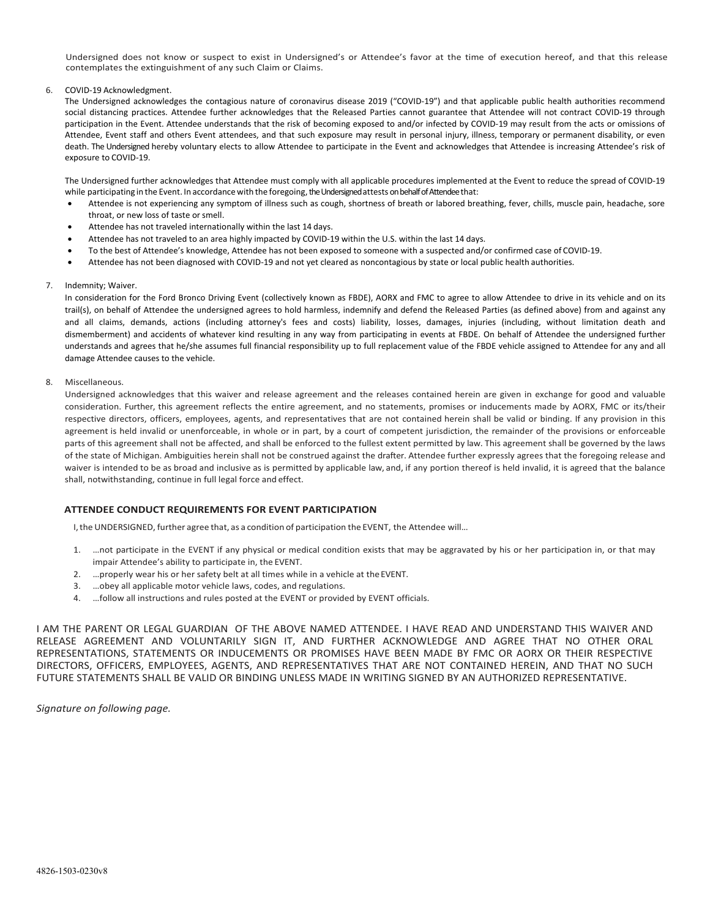Undersigned does not know or suspect to exist in Undersigned's or Attendee's favor at the time of execution hereof, and that this release contemplates the extinguishment of any such Claim or Claims.

6. COVID-19 Acknowledgment.
   The Undersigned acknowledges the contagious nature of coronavirus disease 2019 ("COVID-19") and that applicable public health authorities recommend social distancing practices. Attendee further acknowledges that the Released Parties cannot guarantee that Attendee will not contract COVID-19 through participation in the Event. Attendee understands that the risk of becoming exposed to and/or infected by COVID-19 may result from the acts or omissions of Attendee, Event staff and others Event attendees, and that such exposure may result in personal injury, illness, temporary or permanent disability, or even death. The Undersigned hereby voluntary elects to allow Attendee to participate in the Event and acknowledges that Attendee is increasing Attendee's risk of exposure to COVID-19.

   The Undersigned further acknowledges that Attendee must comply with all applicable procedures implemented at the Event to reduce the spread of COVID-19 while participating in the Event. In accordance with the foregoing, the Undersigned attests on behalf of Attendee that:
   - Attendee is not experiencing any symptom of illness such as cough, shortness of breath or labored breathing, fever, chills, muscle pain, headache, sore throat, or new loss of taste or smell.
   - Attendee has not traveled internationally within the last 14 days.
   - Attendee has not traveled to an area highly impacted by COVID-19 within the U.S. within the last 14 days.
   - To the best of Attendee's knowledge, Attendee has not been exposed to someone with a suspected and/or confirmed case of COVID-19.
   - Attendee has not been diagnosed with COVID-19 and not yet cleared as noncontagious by state or local public health authorities.

7. Indemnity; Waiver.
   In consideration for the Ford Bronco Driving Event (collectively known as FBDE), AORX and FMC to agree to allow Attendee to drive in its vehicle and on its trail(s), on behalf of Attendee the undersigned agrees to hold harmless, indemnify and defend the Released Parties (as defined above) from and against any and all claims, demands, actions (including attorney's fees and costs) liability, losses, damages, injuries (including, without limitation death and dismemberment) and accidents of whatever kind resulting in any way from participating in events at FBDE. On behalf of Attendee the undersigned further understands and agrees that he/she assumes full financial responsibility up to full replacement value of the FBDE vehicle assigned to Attendee for any and all damage Attendee causes to the vehicle.

8. Miscellaneous.
   Undersigned acknowledges that this waiver and release agreement and the releases contained herein are given in exchange for good and valuable consideration. Further, this agreement reflects the entire agreement, and no statements, promises or inducements made by AORX, FMC or its/their respective directors, officers, employees, agents, and representatives that are not contained herein shall be valid or binding. If any provision in this agreement is held invalid or unenforceable, in whole or in part, by a court of competent jurisdiction, the remainder of the provisions or enforceable parts of this agreement shall not be affected, and shall be enforced to the fullest extent permitted by law. This agreement shall be governed by the laws of the state of Michigan. Ambiguities herein shall not be construed against the drafter. Attendee further expressly agrees that the foregoing release and waiver is intended to be as broad and inclusive as is permitted by applicable law, and, if any portion thereof is held invalid, it is agreed that the balance shall, notwithstanding, continue in full legal force and effect.

## ATTENDEE CONDUCT REQUIREMENTS FOR EVENT PARTICIPATION

I, the UNDERSIGNED, further agree that, as a condition of participation the EVENT, the Attendee will…

1. …not participate in the EVENT if any physical or medical condition exists that may be aggravated by his or her participation in, or that may impair Attendee's ability to participate in, the EVENT.
2. …properly wear his or her safety belt at all times while in a vehicle at the EVENT.
3. …obey all applicable motor vehicle laws, codes, and regulations.
4. …follow all instructions and rules posted at the EVENT or provided by EVENT officials.

I AM THE PARENT OR LEGAL GUARDIAN OF THE ABOVE NAMED ATTENDEE. I HAVE READ AND UNDERSTAND THIS WAIVER AND RELEASE AGREEMENT AND VOLUNTARILY SIGN IT, AND FURTHER ACKNOWLEDGE AND AGREE THAT NO OTHER ORAL REPRESENTATIONS, STATEMENTS OR INDUCEMENTS OR PROMISES HAVE BEEN MADE BY FMC OR AORX OR THEIR RESPECTIVE DIRECTORS, OFFICERS, EMPLOYEES, AGENTS, AND REPRESENTATIVES THAT ARE NOT CONTAINED HEREIN, AND THAT NO SUCH FUTURE STATEMENTS SHALL BE VALID OR BINDING UNLESS MADE IN WRITING SIGNED BY AN AUTHORIZED REPRESENTATIVE.

*Signature on following page.*

4826-1503-0230v8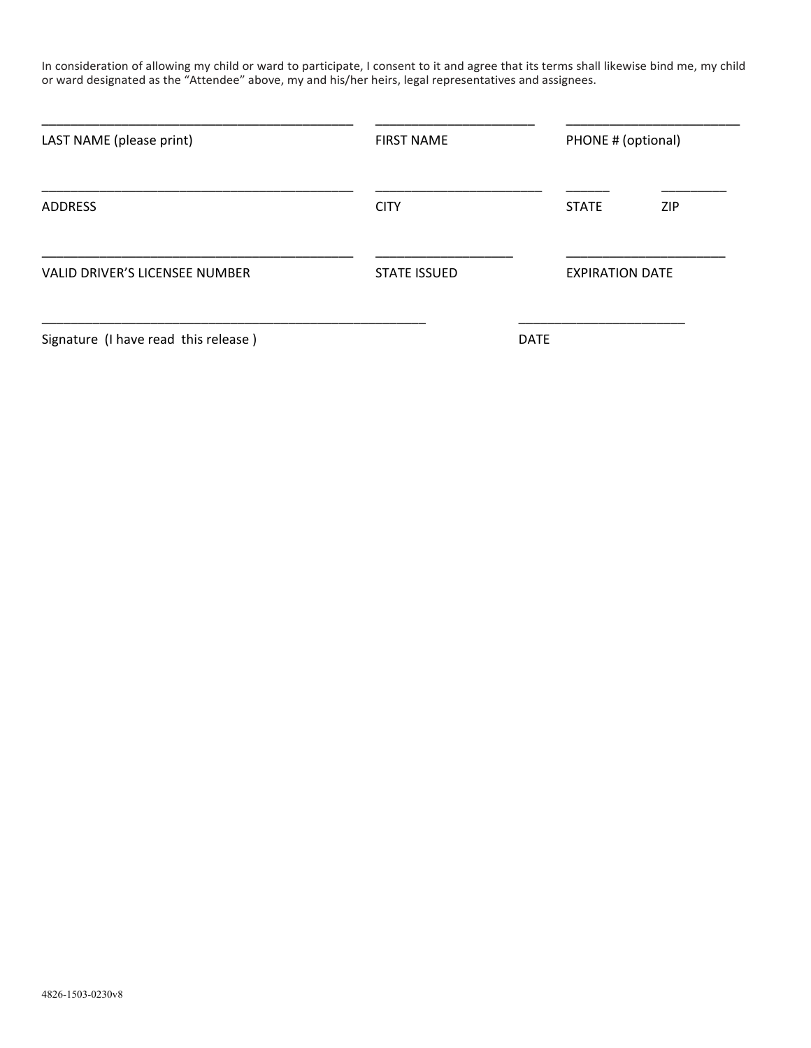In consideration of allowing my child or ward to participate, I consent to it and agree that its terms shall likewise bind me, my child or ward designated as the "Attendee" above, my and his/her heirs, legal representatives and assignees.

| | | | |
|---|---|---|---|
| ____________________________________________ | ______________________ | ________________________ | |
| LAST NAME (please print) | FIRST NAME | PHONE # (optional) | |
| ____________________________________________ | ________________________ | ______ | _________ |
| ADDRESS | CITY | STATE | ZIP |
| ____________________________________________ | ___________________ | ______________________ | |
| VALID DRIVER'S LICENSEE NUMBER | STATE ISSUED | EXPIRATION DATE | |

______________________________________________________ &nbsp;&nbsp;&nbsp;&nbsp; _______________________

Signature (I have read this release ) &nbsp;&nbsp;&nbsp;&nbsp; DATE

4826-1503-0230v8